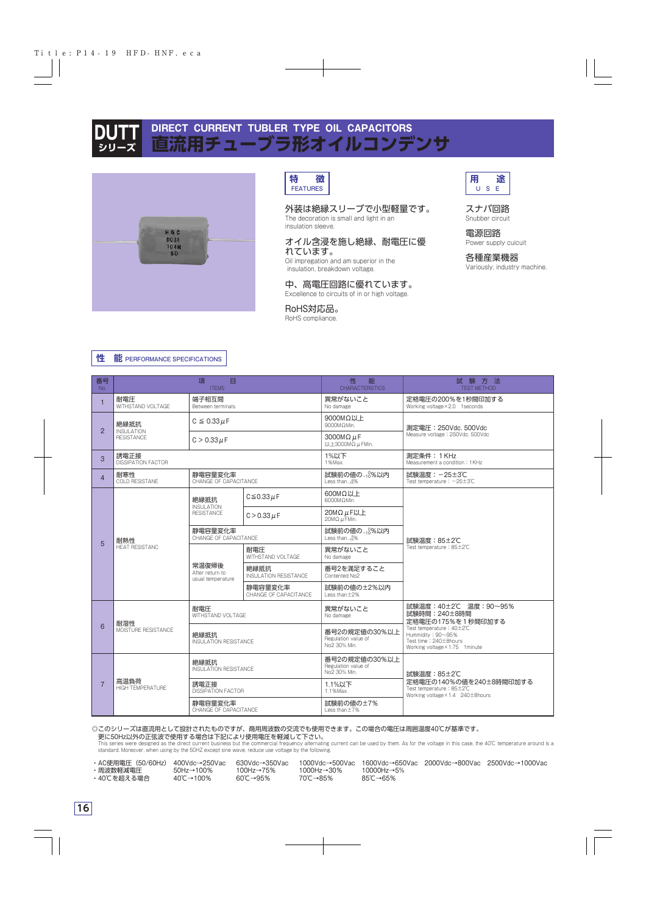# DUTT シリーズ

## DIRECT CURRENT TUBLER TYPE OIL CAPACITORS
## 直流用チューブラ形オイルコンデンサ

### 特　徴 FEATURES

外装は絶縁スリーブで小型軽量です。
The decoration is small and light in an insulation sleeve.

オイル含浸を施し絶縁、耐電圧に優れています。
Oil impregnation and am superior in the insulation, breakdown voltage.

中、高電圧回路に優れています。
Excellence to circuits of in or high voltage.

RoHS対応品。
RoHS compliance.

### 用　途 USE

スナバ回路
Snubber circuit

電源回路
Power supply cuicuit

各種産業機器
Variously, industry machine.

### 性　能 PERFORMANCE SPECIFICATIONS

| 番号 No. | 項目 ITEMS | | | 性能 CHARACTERISTICS | 試験方法 TEST METHOD |
|---|---|---|---|---|---|
| 1 | 耐電圧 WITHSTAND VOLTAGE | 端子相互間 Between terminals. | | 異常がないこと No damage | 定格電圧の200%を1秒間印加する Working voltage×2.0 1seconds |
| 2 | 絶縁抵抗 INSULATION RESISTANCE | C≦0.33μF | | 9000MΩ以上 9000MΩMin. | 測定電圧：250Vdc. 500Vdc Measure voltage：250Vdc. 500Vdc |
| | | C＞0.33μF | | 3000MΩμF 以上3000MΩμFMin. | |
| 3 | 誘電正接 DISSIPATION FACTOR | | | 1%以下 1%Max. | 測定条件：1KHz Measurement a condition：1KHz |
| 4 | 耐寒性 COLD RESISTANE | 静電容量変化率 CHANGE OF CAPACITANCE | | 試験前の値の$^{+0}_{-10}$%以内 Less than$^{+0}_{-10}$% | 試験温度：−25±3℃ Test temperature：−25±3℃ |
| 5 | 耐熱性 HEAT RESISTANC | 絶縁抵抗 INSULATION RESISTANCE | C≦0.33μF | 600MΩ以上 6000MΩMin. | 試験温度：85±2℃ Test temperature：85±2℃ |
| | | | C＞0.33μF | 20MΩμF以上 20MΩμFMin. | |
| | | 静電容量変化率 CHANGE OF CAPACITANCE | | 試験前の値の$^{+0}_{-10}$%以内 Less than$^{+0}_{-10}$% | |
| | | 常温復帰後 After return to usual temperature | 耐電圧 WITHSTAND VOLTAGE | 異常がないこと No damage | |
| | | | 絶縁抵抗 INSULATION RESISTANCE | 番号2を満足すること Contented No2 | |
| | | | 静電容量変化率 CHANGE OF CAPACITANCE | 試験前の値の±2%以内 Less than±2% | |
| 6 | 耐湿性 MOISTURE RESISTANCE | 耐電圧 WITHSTAND VOLTAGE | | 異常がないこと No damage | 試験温度：40±2℃ 湿度：90〜95% 試験時間：240±8時間 定格電圧の175%を1秒間印加する Test temperature：40±2℃ Hummidity：90〜95% Test time：240±8hours Working voltage×1.75 1minute |
| | | 絶縁抵抗 INSULATION RESISTANCE | | 番号2の規定値の30%以上 Regulation value of No2 30% Min. | |
| 7 | 高温負荷 HIGH TEMPERATURE | 絶縁抵抗 INSULATION RESISTANCE | | 番号2の規定値の30%以上 Regulation value of No2 30% Min. | 試験温度：85±2℃ 定格電圧の140%の値を240±8時間印加する Test temperature：85±2℃ Working voltage×1.4 240±8hours |
| | | 誘電正接 DISSIPATION FACTOR | | 1.1%以下 1.1%Max. | |
| | | 静電容量変化率 CHANGE OF CAPACITANCE | | 試験前の値の±7% Less than±7% | |

◎このシリーズは直流用として設計されたものですが、商用周波数の交流でも使用できます。この場合の電圧は周囲温度40℃が基準です。
更に50Hz以外の正弦波で使用する場合は下記により使用電圧を軽減して下さい。
This series were designed as the direct current business but the commercial frequency alternating current can be used by them. As for the voltage in this case, the 40℃ temperature around is a standard. Moreover, when using by the 50HZ except sine wave, reduce use voltage by the following.

| | | | | | | |
|---|---|---|---|---|---|---|
| ・AC使用電圧（50/60Hz） | 400Vdc→250Vac | 630Vdc→350Vac | 1000Vdc→500Vac | 1600Vdc→650Vac | 2000Vdc→800Vac | 2500Vdc→1000Vac |
| ・周波数軽減電圧 | 50Hz→100% | 100Hz→75% | 1000Hz→30% | 10000Hz→5% | | |
| ・40℃を超える場合 | 40℃→100% | 60℃→95% | 70℃→85% | 85℃→65% | | |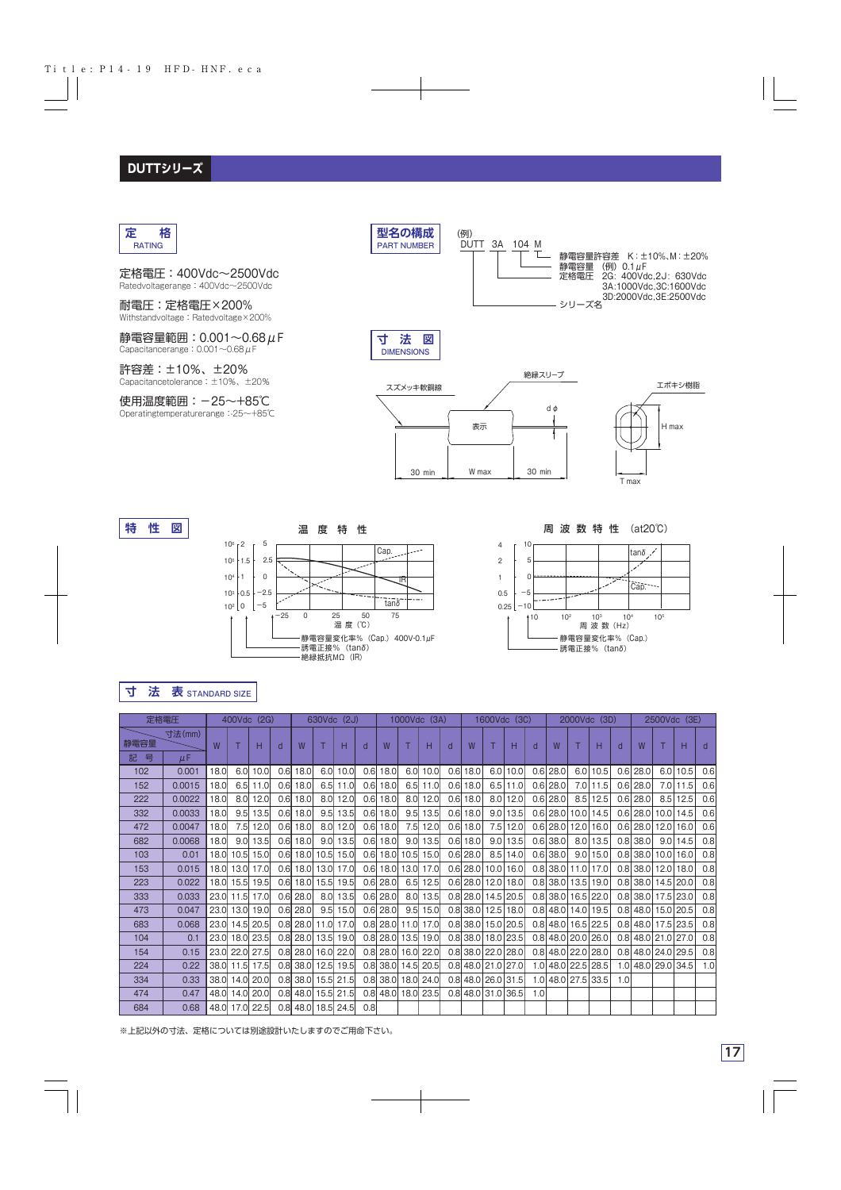## DUTTシリーズ

### 定　格 RATING

定格電圧：400Vdc～2500Vdc
Ratedvoltagerange：400Vdc～2500Vdc

耐電圧：定格電圧×200%
Withstandvoltage：Ratedvoltage×200%

静電容量範囲：0.001～0.68μF
Capacitancerange：0.001～0.68μF

許容差：±10%、±20%
Capacitancetolerance：±10%、±20%

使用温度範囲：－25～+85℃
Operatingtemperaturerange：-25～+85℃

### 型名の構成 PART NUMBER

(例)
DUTT 3A 104 M

静電容量許容差　K：±10%、M：±20%
静電容量　(例)　0.1μF
定格電圧　2G：400Vdc,2J：630Vdc
3A:1000Vdc,3C:1600Vdc
3D:2000Vdc,3E:2500Vdc
シリーズ名

### 寸 法 図 DIMENSIONS

スズメッキ軟銅線
絶縁スリーブ
エポキシ樹脂
表示
dφ
30 min
W max
30 min
H max
T max

### 特 性 図

温 度 特 性

$10^6$ 2 5
$10^5$ 1.5 2.5
$10^4$ 1 0
$10^3$ 0.5 −2.5
$10^2$ 0 −5
−25 0 25 50 75
温 度 (℃)
Cap.
IR
tanδ
静電容量変化率%（Cap.）400V-0.1μF
誘電正接%（tanδ）
絶縁抵抗MΩ（IR）

周 波 数 特 性　(at20℃)

4 10
2 5
1 0
0.5 −5
0.25 −10
10 $10^2$ $10^3$ $10^4$ $10^5$
周 波 数 (Hz)
tanδ
Cap.
静電容量変化率%（Cap.）
誘電正接%（tanδ）

### 寸 法 表 STANDARD SIZE

| 定格電圧 | | 400Vdc (2G) | | | | 630Vdc (2J) | | | | 1000Vdc (3A) | | | | 1600Vdc (3C) | | | | 2000Vdc (3D) | | | | 2500Vdc (3E) | | | |
|---|---|---|---|---|---|---|---|---|---|---|---|---|---|---|---|---|---|---|---|---|---|---|---|---|---|
| 静電容量 記号 | 寸法(mm) μF | W | T | H | d | W | T | H | d | W | T | H | d | W | T | H | d | W | T | H | d | W | T | H | d |
| 102 | 0.001 | 18.0 | 6.0 | 10.0 | 0.6 | 18.0 | 6.0 | 10.0 | 0.6 | 18.0 | 6.0 | 10.0 | 0.6 | 18.0 | 6.0 | 10.0 | 0.6 | 28.0 | 6.0 | 10.5 | 0.6 | 28.0 | 6.0 | 10.5 | 0.6 |
| 152 | 0.0015 | 18.0 | 6.5 | 11.0 | 0.6 | 18.0 | 6.5 | 11.0 | 0.6 | 18.0 | 6.5 | 11.0 | 0.6 | 18.0 | 6.5 | 11.0 | 0.6 | 28.0 | 7.0 | 11.5 | 0.6 | 28.0 | 7.0 | 11.5 | 0.6 |
| 222 | 0.0022 | 18.0 | 8.0 | 12.0 | 0.6 | 18.0 | 8.0 | 12.0 | 0.6 | 18.0 | 8.0 | 12.0 | 0.6 | 18.0 | 8.0 | 12.0 | 0.6 | 28.0 | 8.5 | 12.5 | 0.6 | 28.0 | 8.5 | 12.5 | 0.6 |
| 332 | 0.0033 | 18.0 | 9.5 | 13.5 | 0.6 | 18.0 | 9.5 | 13.5 | 0.6 | 18.0 | 9.5 | 13.5 | 0.6 | 18.0 | 9.0 | 13.5 | 0.6 | 28.0 | 10.0 | 14.5 | 0.6 | 28.0 | 10.0 | 14.5 | 0.6 |
| 472 | 0.0047 | 18.0 | 7.5 | 12.0 | 0.6 | 18.0 | 7.5 | 12.0 | 0.6 | 18.0 | 7.5 | 12.0 | 0.6 | 18.0 | 7.5 | 12.0 | 0.6 | 28.0 | 12.0 | 16.0 | 0.6 | 28.0 | 12.0 | 16.0 | 0.6 |
| 682 | 0.0068 | 18.0 | 9.0 | 13.5 | 0.6 | 18.0 | 9.0 | 13.5 | 0.6 | 18.0 | 9.0 | 13.5 | 0.6 | 18.0 | 9.0 | 13.5 | 0.6 | 38.0 | 8.0 | 13.5 | 0.8 | 38.0 | 9.0 | 14.5 | 0.8 |
| 103 | 0.01 | 18.0 | 10.5 | 15.0 | 0.6 | 18.0 | 10.5 | 15.0 | 0.6 | 18.0 | 10.5 | 15.0 | 0.6 | 28.0 | 8.5 | 14.0 | 0.6 | 38.0 | 9.0 | 15.0 | 0.8 | 38.0 | 10.0 | 16.0 | 0.8 |
| 153 | 0.015 | 18.0 | 13.0 | 17.0 | 0.6 | 18.0 | 13.0 | 17.0 | 0.6 | 18.0 | 13.0 | 17.0 | 0.6 | 28.0 | 10.0 | 16.0 | 0.8 | 38.0 | 11.0 | 17.0 | 0.8 | 38.0 | 12.0 | 18.0 | 0.8 |
| 223 | 0.022 | 18.0 | 15.5 | 19.5 | 0.6 | 18.0 | 15.5 | 19.5 | 0.6 | 28.0 | 6.5 | 12.5 | 0.6 | 28.0 | 12.0 | 18.0 | 0.8 | 38.0 | 13.5 | 19.0 | 0.8 | 38.0 | 14.5 | 20.0 | 0.8 |
| 333 | 0.033 | 23.0 | 11.5 | 17.0 | 0.6 | 28.0 | 8.0 | 13.5 | 0.6 | 28.0 | 8.0 | 13.5 | 0.8 | 28.0 | 14.5 | 20.5 | 0.8 | 38.0 | 16.5 | 22.0 | 0.8 | 38.0 | 17.5 | 23.0 | 0.8 |
| 473 | 0.047 | 23.0 | 13.0 | 19.0 | 0.6 | 28.0 | 9.5 | 15.0 | 0.6 | 28.0 | 9.5 | 15.0 | 0.8 | 38.0 | 12.5 | 18.0 | 0.8 | 48.0 | 14.0 | 19.5 | 0.8 | 48.0 | 15.0 | 20.5 | 0.8 |
| 683 | 0.068 | 23.0 | 14.5 | 20.5 | 0.8 | 28.0 | 11.0 | 17.0 | 0.8 | 28.0 | 11.0 | 17.0 | 0.8 | 38.0 | 15.0 | 20.5 | 0.8 | 48.0 | 16.5 | 22.5 | 0.8 | 48.0 | 17.5 | 23.5 | 0.8 |
| 104 | 0.1 | 23.0 | 18.0 | 23.5 | 0.8 | 28.0 | 13.5 | 19.0 | 0.8 | 28.0 | 13.5 | 19.0 | 0.8 | 38.0 | 18.0 | 23.5 | 0.8 | 48.0 | 20.0 | 26.0 | 0.8 | 48.0 | 21.0 | 27.0 | 0.8 |
| 154 | 0.15 | 23.0 | 22.0 | 27.5 | 0.8 | 28.0 | 16.0 | 22.0 | 0.8 | 28.0 | 16.0 | 22.0 | 0.8 | 38.0 | 22.0 | 28.0 | 0.8 | 48.0 | 22.0 | 28.0 | 0.8 | 48.0 | 24.0 | 29.5 | 0.8 |
| 224 | 0.22 | 38.0 | 11.5 | 17.5 | 0.8 | 38.0 | 12.5 | 19.5 | 0.8 | 38.0 | 14.5 | 20.5 | 0.8 | 48.0 | 21.0 | 27.0 | 1.0 | 48.0 | 22.5 | 28.5 | 1.0 | 48.0 | 29.0 | 34.5 | 1.0 |
| 334 | 0.33 | 38.0 | 14.0 | 20.0 | 0.8 | 38.0 | 15.5 | 21.5 | 0.8 | 38.0 | 18.0 | 24.0 | 0.8 | 48.0 | 26.0 | 31.5 | 1.0 | 48.0 | 27.5 | 33.5 | 1.0 | | | | |
| 474 | 0.47 | 48.0 | 14.0 | 20.0 | 0.8 | 48.0 | 15.5 | 21.5 | 0.8 | 48.0 | 18.0 | 23.5 | 0.8 | 48.0 | 31.0 | 36.5 | 1.0 | | | | | | | | |
| 684 | 0.68 | 48.0 | 17.0 | 22.5 | 0.8 | 48.0 | 18.5 | 24.5 | 0.8 | | | | | | | | | | | | | | | | |

※上記以外の寸法、定格については別途設計いたしますのでご用命下さい。